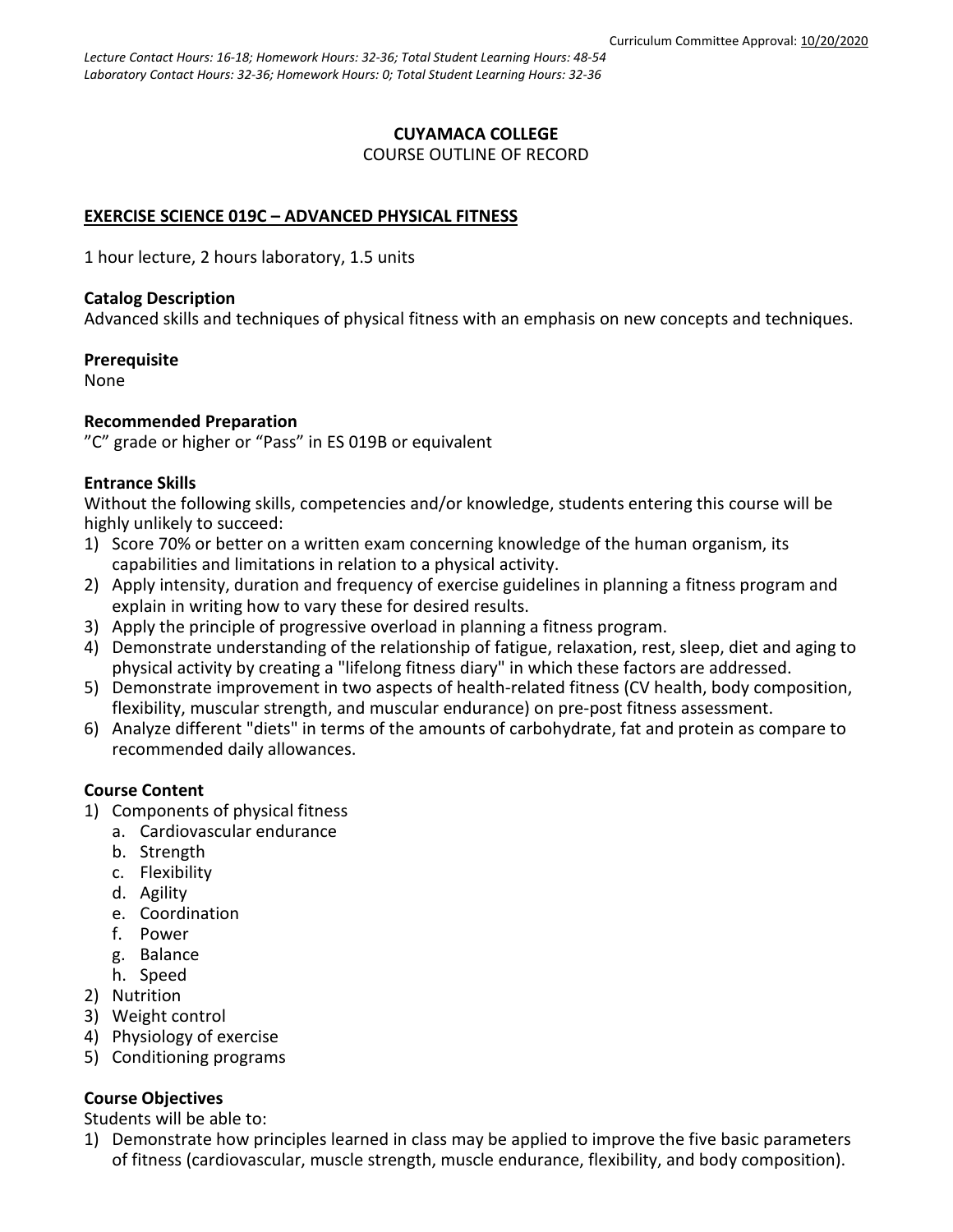Curriculum Committee Approval: 10/20/2020

*Lecture Contact Hours: 16-18; Homework Hours: 32-36; Total Student Learning Hours: 48-54*
*Laboratory Contact Hours: 32-36; Homework Hours: 0; Total Student Learning Hours: 32-36*

**CUYAMACA COLLEGE**
COURSE OUTLINE OF RECORD

**EXERCISE SCIENCE 019C – ADVANCED PHYSICAL FITNESS**

1 hour lecture, 2 hours laboratory, 1.5 units

**Catalog Description**
Advanced skills and techniques of physical fitness with an emphasis on new concepts and techniques.

**Prerequisite**
None

**Recommended Preparation**
"C" grade or higher or "Pass" in ES 019B or equivalent

**Entrance Skills**
Without the following skills, competencies and/or knowledge, students entering this course will be highly unlikely to succeed:

1) Score 70% or better on a written exam concerning knowledge of the human organism, its capabilities and limitations in relation to a physical activity.
2) Apply intensity, duration and frequency of exercise guidelines in planning a fitness program and explain in writing how to vary these for desired results.
3) Apply the principle of progressive overload in planning a fitness program.
4) Demonstrate understanding of the relationship of fatigue, relaxation, rest, sleep, diet and aging to physical activity by creating a "lifelong fitness diary" in which these factors are addressed.
5) Demonstrate improvement in two aspects of health-related fitness (CV health, body composition, flexibility, muscular strength, and muscular endurance) on pre-post fitness assessment.
6) Analyze different "diets" in terms of the amounts of carbohydrate, fat and protein as compare to recommended daily allowances.

**Course Content**

1) Components of physical fitness
   a. Cardiovascular endurance
   b. Strength
   c. Flexibility
   d. Agility
   e. Coordination
   f. Power
   g. Balance
   h. Speed
2) Nutrition
3) Weight control
4) Physiology of exercise
5) Conditioning programs

**Course Objectives**
Students will be able to:

1) Demonstrate how principles learned in class may be applied to improve the five basic parameters of fitness (cardiovascular, muscle strength, muscle endurance, flexibility, and body composition).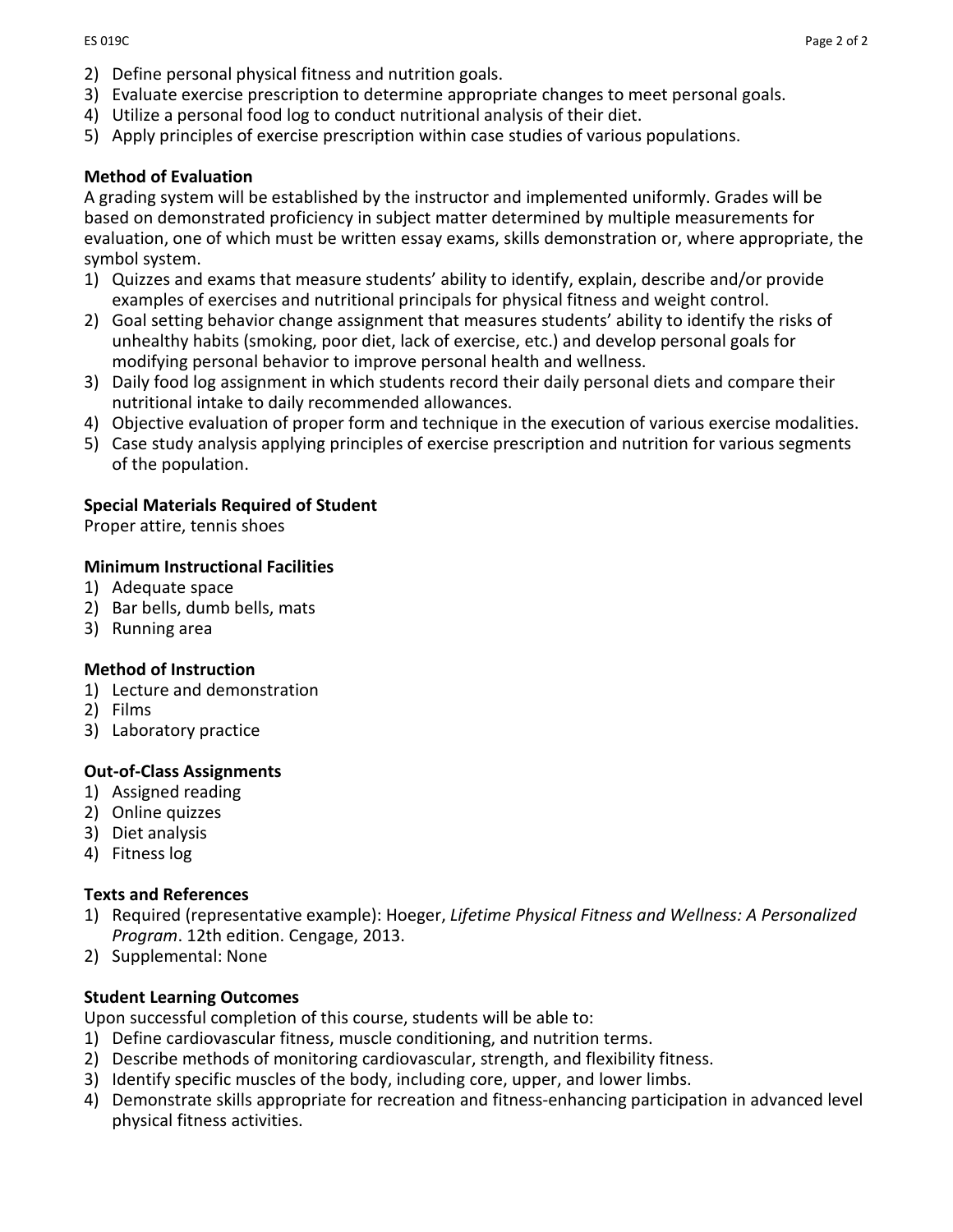2) Define personal physical fitness and nutrition goals.
3) Evaluate exercise prescription to determine appropriate changes to meet personal goals.
4) Utilize a personal food log to conduct nutritional analysis of their diet.
5) Apply principles of exercise prescription within case studies of various populations.

**Method of Evaluation**

A grading system will be established by the instructor and implemented uniformly. Grades will be based on demonstrated proficiency in subject matter determined by multiple measurements for evaluation, one of which must be written essay exams, skills demonstration or, where appropriate, the symbol system.

1) Quizzes and exams that measure students' ability to identify, explain, describe and/or provide examples of exercises and nutritional principals for physical fitness and weight control.
2) Goal setting behavior change assignment that measures students' ability to identify the risks of unhealthy habits (smoking, poor diet, lack of exercise, etc.) and develop personal goals for modifying personal behavior to improve personal health and wellness.
3) Daily food log assignment in which students record their daily personal diets and compare their nutritional intake to daily recommended allowances.
4) Objective evaluation of proper form and technique in the execution of various exercise modalities.
5) Case study analysis applying principles of exercise prescription and nutrition for various segments of the population.

**Special Materials Required of Student**

Proper attire, tennis shoes

**Minimum Instructional Facilities**

1) Adequate space
2) Bar bells, dumb bells, mats
3) Running area

**Method of Instruction**

1) Lecture and demonstration
2) Films
3) Laboratory practice

**Out-of-Class Assignments**

1) Assigned reading
2) Online quizzes
3) Diet analysis
4) Fitness log

**Texts and References**

1) Required (representative example): Hoeger, *Lifetime Physical Fitness and Wellness: A Personalized Program*. 12th edition. Cengage, 2013.
2) Supplemental: None

**Student Learning Outcomes**

Upon successful completion of this course, students will be able to:

1) Define cardiovascular fitness, muscle conditioning, and nutrition terms.
2) Describe methods of monitoring cardiovascular, strength, and flexibility fitness.
3) Identify specific muscles of the body, including core, upper, and lower limbs.
4) Demonstrate skills appropriate for recreation and fitness-enhancing participation in advanced level physical fitness activities.